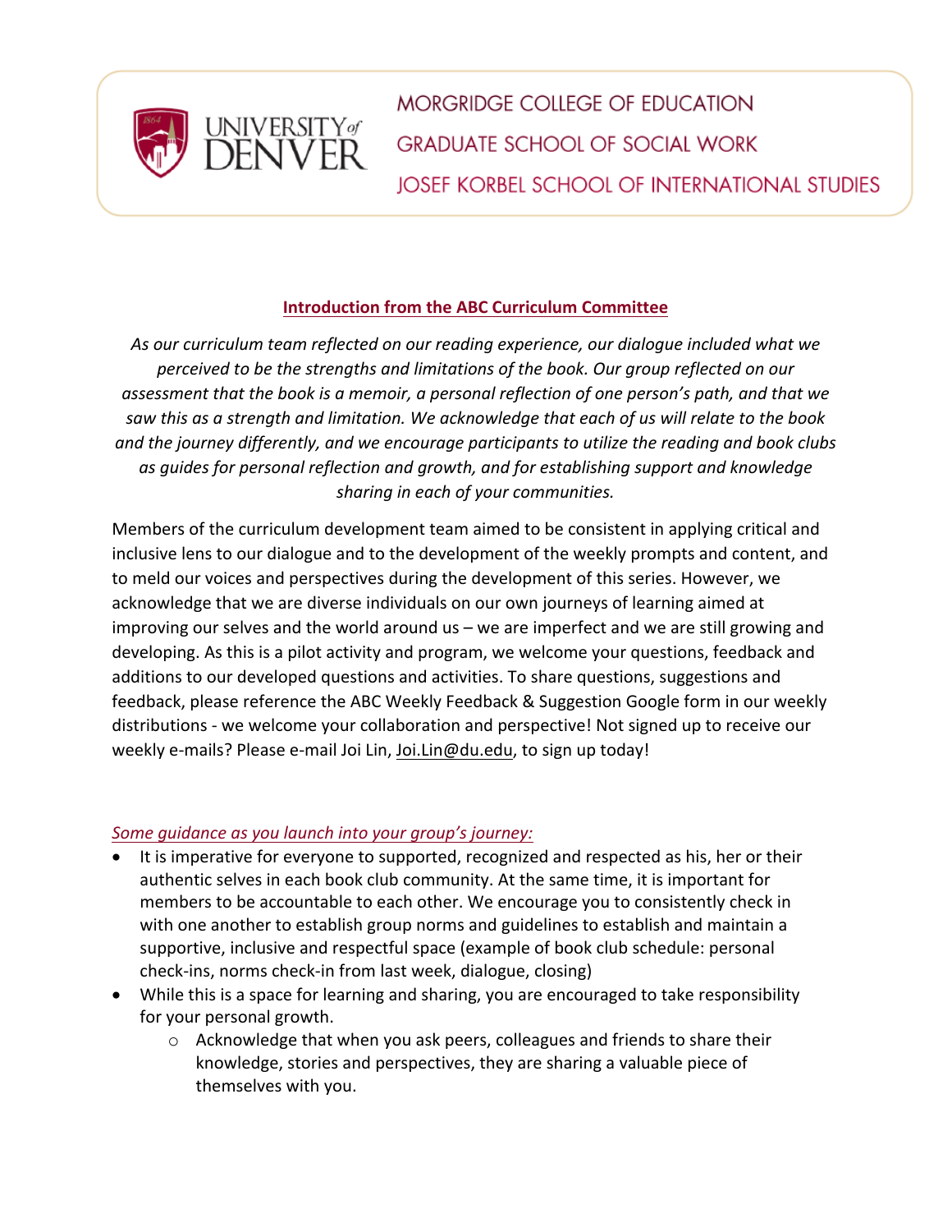UNIVERSITY of DENVER

MORGRIDGE COLLEGE OF EDUCATION
GRADUATE SCHOOL OF SOCIAL WORK
JOSEF KORBEL SCHOOL OF INTERNATIONAL STUDIES

## Introduction from the ABC Curriculum Committee

*As our curriculum team reflected on our reading experience, our dialogue included what we perceived to be the strengths and limitations of the book. Our group reflected on our assessment that the book is a memoir, a personal reflection of one person's path, and that we saw this as a strength and limitation. We acknowledge that each of us will relate to the book and the journey differently, and we encourage participants to utilize the reading and book clubs as guides for personal reflection and growth, and for establishing support and knowledge sharing in each of your communities.*

Members of the curriculum development team aimed to be consistent in applying critical and inclusive lens to our dialogue and to the development of the weekly prompts and content, and to meld our voices and perspectives during the development of this series. However, we acknowledge that we are diverse individuals on our own journeys of learning aimed at improving our selves and the world around us – we are imperfect and we are still growing and developing. As this is a pilot activity and program, we welcome your questions, feedback and additions to our developed questions and activities. To share questions, suggestions and feedback, please reference the ABC Weekly Feedback & Suggestion Google form in our weekly distributions - we welcome your collaboration and perspective! Not signed up to receive our weekly e-mails? Please e-mail Joi Lin, Joi.Lin@du.edu, to sign up today!

*Some guidance as you launch into your group's journey:*

- It is imperative for everyone to supported, recognized and respected as his, her or their authentic selves in each book club community. At the same time, it is important for members to be accountable to each other. We encourage you to consistently check in with one another to establish group norms and guidelines to establish and maintain a supportive, inclusive and respectful space (example of book club schedule: personal check-ins, norms check-in from last week, dialogue, closing)
- While this is a space for learning and sharing, you are encouraged to take responsibility for your personal growth.
    - Acknowledge that when you ask peers, colleagues and friends to share their knowledge, stories and perspectives, they are sharing a valuable piece of themselves with you.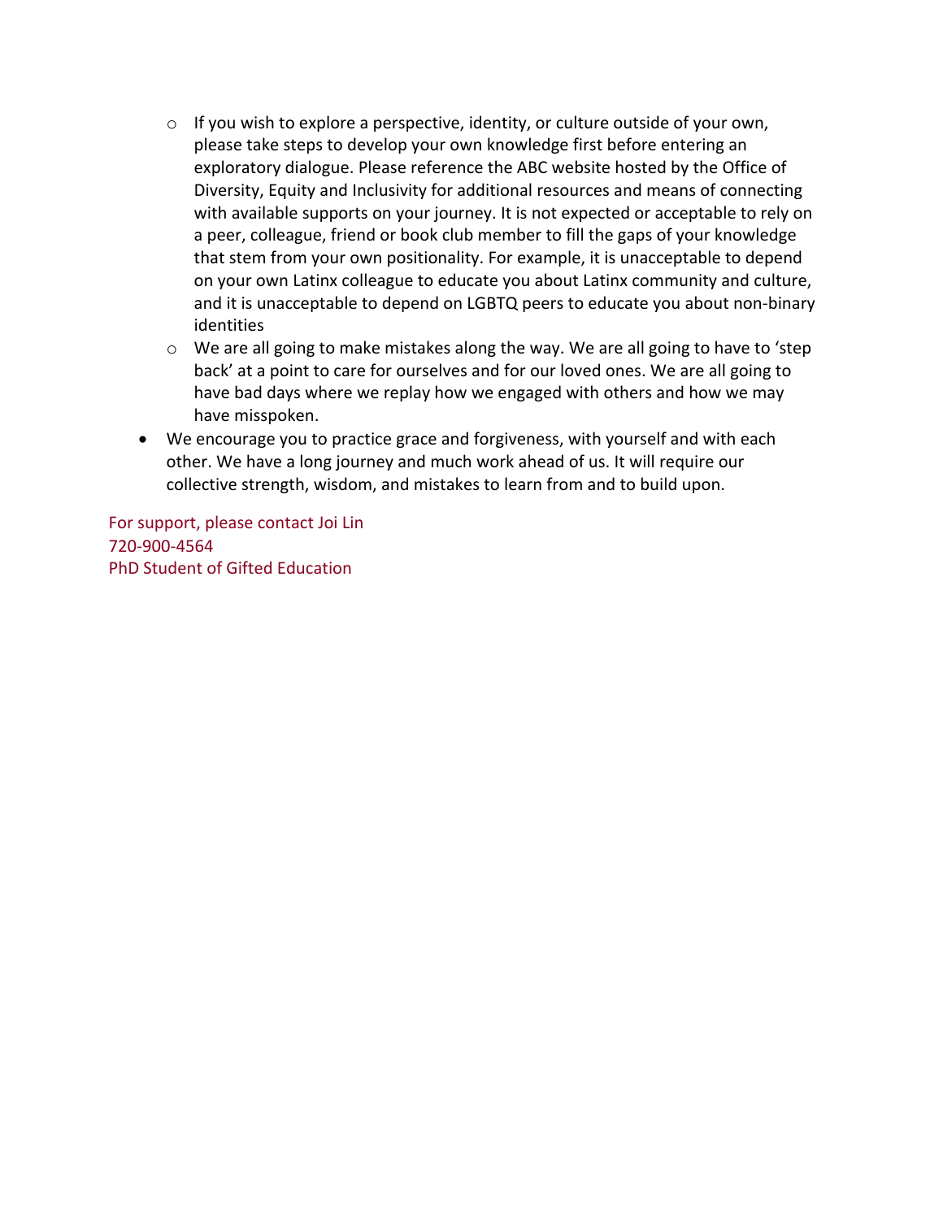- If you wish to explore a perspective, identity, or culture outside of your own, please take steps to develop your own knowledge first before entering an exploratory dialogue. Please reference the ABC website hosted by the Office of Diversity, Equity and Inclusivity for additional resources and means of connecting with available supports on your journey. It is not expected or acceptable to rely on a peer, colleague, friend or book club member to fill the gaps of your knowledge that stem from your own positionality. For example, it is unacceptable to depend on your own Latinx colleague to educate you about Latinx community and culture, and it is unacceptable to depend on LGBTQ peers to educate you about non-binary identities
  - We are all going to make mistakes along the way. We are all going to have to 'step back' at a point to care for ourselves and for our loved ones. We are all going to have bad days where we replay how we engaged with others and how we may have misspoken.
- We encourage you to practice grace and forgiveness, with yourself and with each other. We have a long journey and much work ahead of us. It will require our collective strength, wisdom, and mistakes to learn from and to build upon.

For support, please contact Joi Lin
720-900-4564
PhD Student of Gifted Education